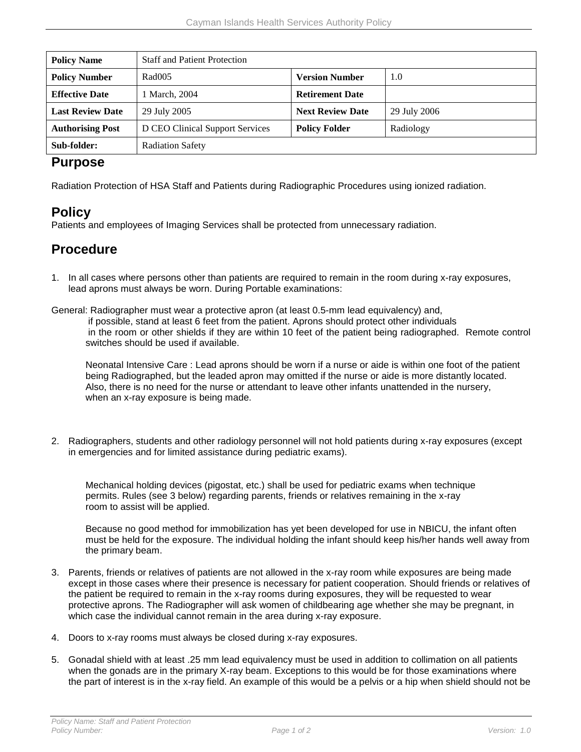| Policy Name | Staff and Patient Protection | | |
|---|---|---|---|
| Policy Number | Rad005 | Version Number | 1.0 |
| Effective Date | 1 March, 2004 | Retirement Date | |
| Last Review Date | 29 July 2005 | Next Review Date | 29 July 2006 |
| Authorising Post | D CEO Clinical Support Services | Policy Folder | Radiology |
| Sub-folder: | Radiation Safety | | |

## Purpose

Radiation Protection of HSA Staff and Patients during Radiographic Procedures using ionized radiation.

## Policy

Patients and employees of Imaging Services shall be protected from unnecessary radiation.

## Procedure

1. In all cases where persons other than patients are required to remain in the room during x-ray exposures, lead aprons must always be worn. During Portable examinations:

General: Radiographer must wear a protective apron (at least 0.5-mm lead equivalency) and, if possible, stand at least 6 feet from the patient. Aprons should protect other individuals in the room or other shields if they are within 10 feet of the patient being radiographed. Remote control switches should be used if available.

Neonatal Intensive Care : Lead aprons should be worn if a nurse or aide is within one foot of the patient being Radiographed, but the leaded apron may omitted if the nurse or aide is more distantly located. Also, there is no need for the nurse or attendant to leave other infants unattended in the nursery, when an x-ray exposure is being made.

2. Radiographers, students and other radiology personnel will not hold patients during x-ray exposures (except in emergencies and for limited assistance during pediatric exams).

   Mechanical holding devices (pigostat, etc.) shall be used for pediatric exams when technique permits. Rules (see 3 below) regarding parents, friends or relatives remaining in the x-ray room to assist will be applied.

   Because no good method for immobilization has yet been developed for use in NBICU, the infant often must be held for the exposure. The individual holding the infant should keep his/her hands well away from the primary beam.

3. Parents, friends or relatives of patients are not allowed in the x-ray room while exposures are being made except in those cases where their presence is necessary for patient cooperation. Should friends or relatives of the patient be required to remain in the x-ray rooms during exposures, they will be requested to wear protective aprons. The Radiographer will ask women of childbearing age whether she may be pregnant, in which case the individual cannot remain in the area during x-ray exposure.

4. Doors to x-ray rooms must always be closed during x-ray exposures.

5. Gonadal shield with at least .25 mm lead equivalency must be used in addition to collimation on all patients when the gonads are in the primary X-ray beam. Exceptions to this would be for those examinations where the part of interest is in the x-ray field. An example of this would be a pelvis or a hip when shield should not be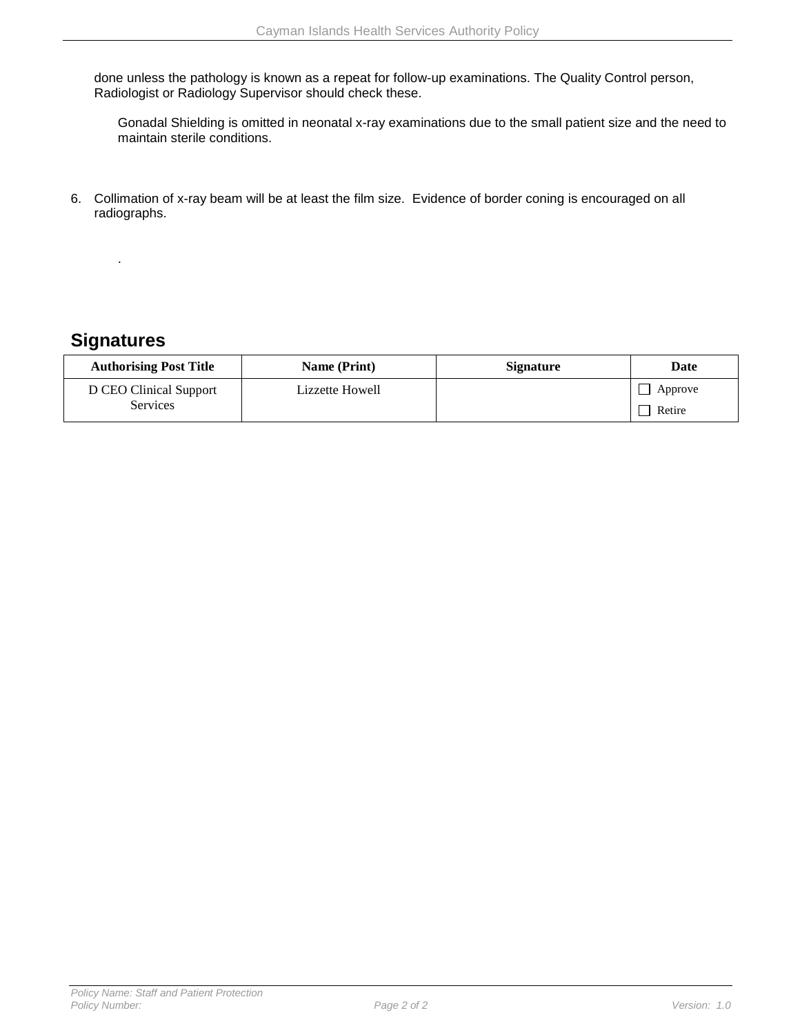done unless the pathology is known as a repeat for follow-up examinations. The Quality Control person, Radiologist or Radiology Supervisor should check these.

Gonadal Shielding is omitted in neonatal x-ray examinations due to the small patient size and the need to maintain sterile conditions.

6. Collimation of x-ray beam will be at least the film size. Evidence of border coning is encouraged on all radiographs.

.

## Signatures

| Authorising Post Title | Name (Print) | Signature | Date |
|---|---|---|---|
| D CEO Clinical Support Services | Lizzette Howell | | ☐ Approve<br>☐ Retire |

*Policy Name: Staff and Patient Protection*
*Policy Number:*
*Version: 1.0*